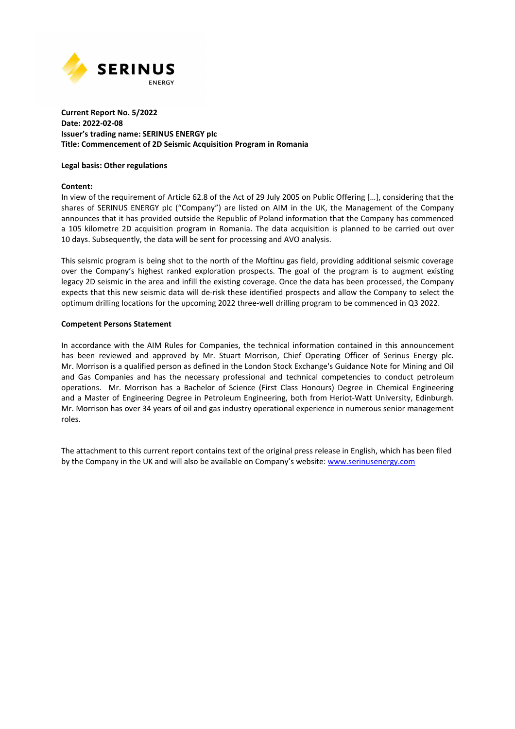**Current Report No. 5/2022**
**Date: 2022-02-08**
**Issuer's trading name: SERINUS ENERGY plc**
**Title: Commencement of 2D Seismic Acquisition Program in Romania**

**Legal basis: Other regulations**

**Content:**

In view of the requirement of Article 62.8 of the Act of 29 July 2005 on Public Offering [...], considering that the shares of SERINUS ENERGY plc ("Company") are listed on AIM in the UK, the Management of the Company announces that it has provided outside the Republic of Poland information that the Company has commenced a 105 kilometre 2D acquisition program in Romania. The data acquisition is planned to be carried out over 10 days. Subsequently, the data will be sent for processing and AVO analysis.

This seismic program is being shot to the north of the Moftinu gas field, providing additional seismic coverage over the Company's highest ranked exploration prospects. The goal of the program is to augment existing legacy 2D seismic in the area and infill the existing coverage. Once the data has been processed, the Company expects that this new seismic data will de-risk these identified prospects and allow the Company to select the optimum drilling locations for the upcoming 2022 three-well drilling program to be commenced in Q3 2022.

**Competent Persons Statement**

In accordance with the AIM Rules for Companies, the technical information contained in this announcement has been reviewed and approved by Mr. Stuart Morrison, Chief Operating Officer of Serinus Energy plc. Mr. Morrison is a qualified person as defined in the London Stock Exchange's Guidance Note for Mining and Oil and Gas Companies and has the necessary professional and technical competencies to conduct petroleum operations. Mr. Morrison has a Bachelor of Science (First Class Honours) Degree in Chemical Engineering and a Master of Engineering Degree in Petroleum Engineering, both from Heriot-Watt University, Edinburgh. Mr. Morrison has over 34 years of oil and gas industry operational experience in numerous senior management roles.

The attachment to this current report contains text of the original press release in English, which has been filed by the Company in the UK and will also be available on Company's website: www.serinusenergy.com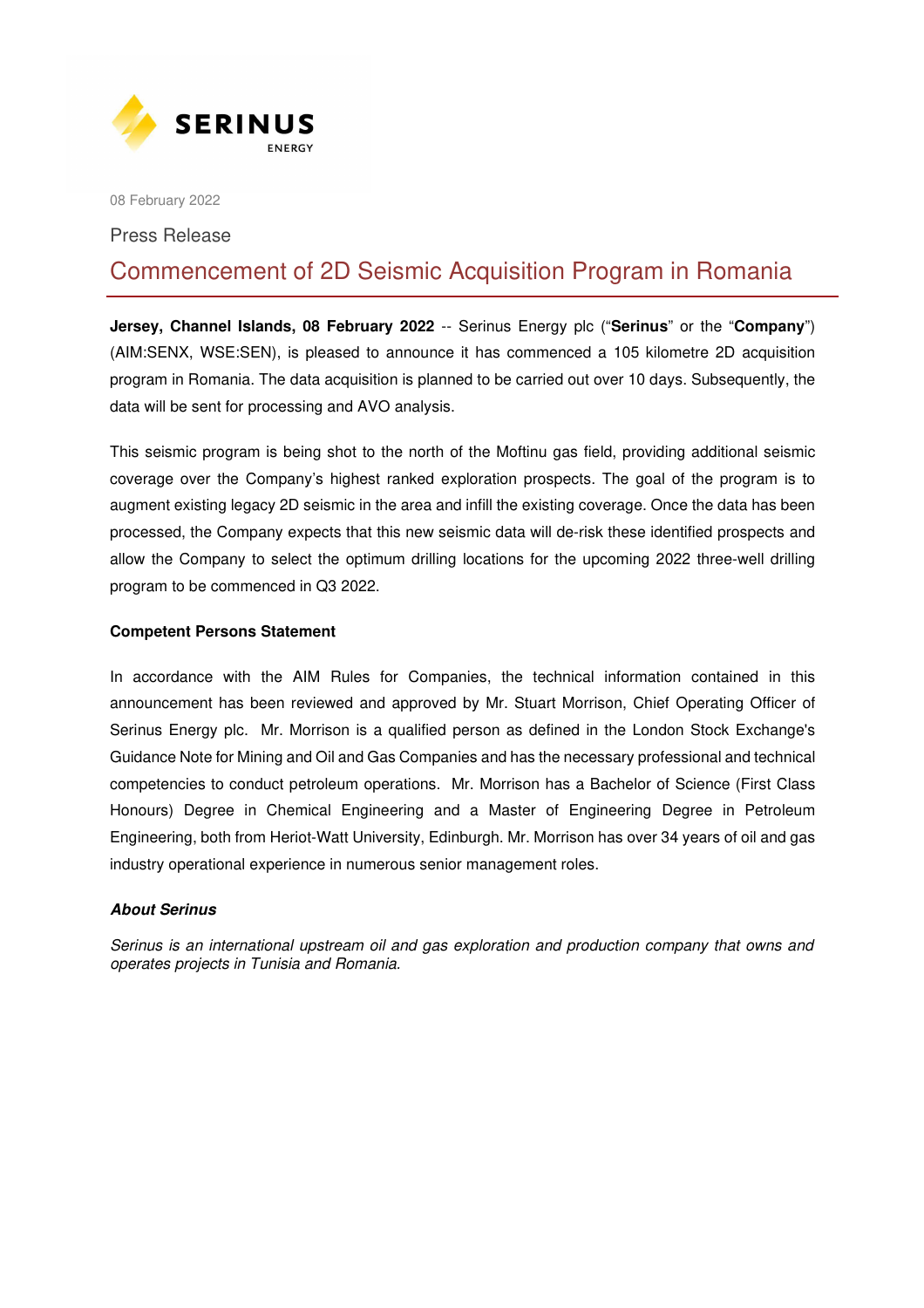SERINUS ENERGY

08 February 2022

Press Release

# Commencement of 2D Seismic Acquisition Program in Romania

**Jersey, Channel Islands, 08 February 2022** -- Serinus Energy plc ("**Serinus**" or the "**Company**") (AIM:SENX, WSE:SEN), is pleased to announce it has commenced a 105 kilometre 2D acquisition program in Romania. The data acquisition is planned to be carried out over 10 days. Subsequently, the data will be sent for processing and AVO analysis.

This seismic program is being shot to the north of the Moftinu gas field, providing additional seismic coverage over the Company's highest ranked exploration prospects. The goal of the program is to augment existing legacy 2D seismic in the area and infill the existing coverage. Once the data has been processed, the Company expects that this new seismic data will de-risk these identified prospects and allow the Company to select the optimum drilling locations for the upcoming 2022 three-well drilling program to be commenced in Q3 2022.

**Competent Persons Statement**

In accordance with the AIM Rules for Companies, the technical information contained in this announcement has been reviewed and approved by Mr. Stuart Morrison, Chief Operating Officer of Serinus Energy plc. Mr. Morrison is a qualified person as defined in the London Stock Exchange's Guidance Note for Mining and Oil and Gas Companies and has the necessary professional and technical competencies to conduct petroleum operations. Mr. Morrison has a Bachelor of Science (First Class Honours) Degree in Chemical Engineering and a Master of Engineering Degree in Petroleum Engineering, both from Heriot-Watt University, Edinburgh. Mr. Morrison has over 34 years of oil and gas industry operational experience in numerous senior management roles.

***About Serinus***

*Serinus is an international upstream oil and gas exploration and production company that owns and operates projects in Tunisia and Romania.*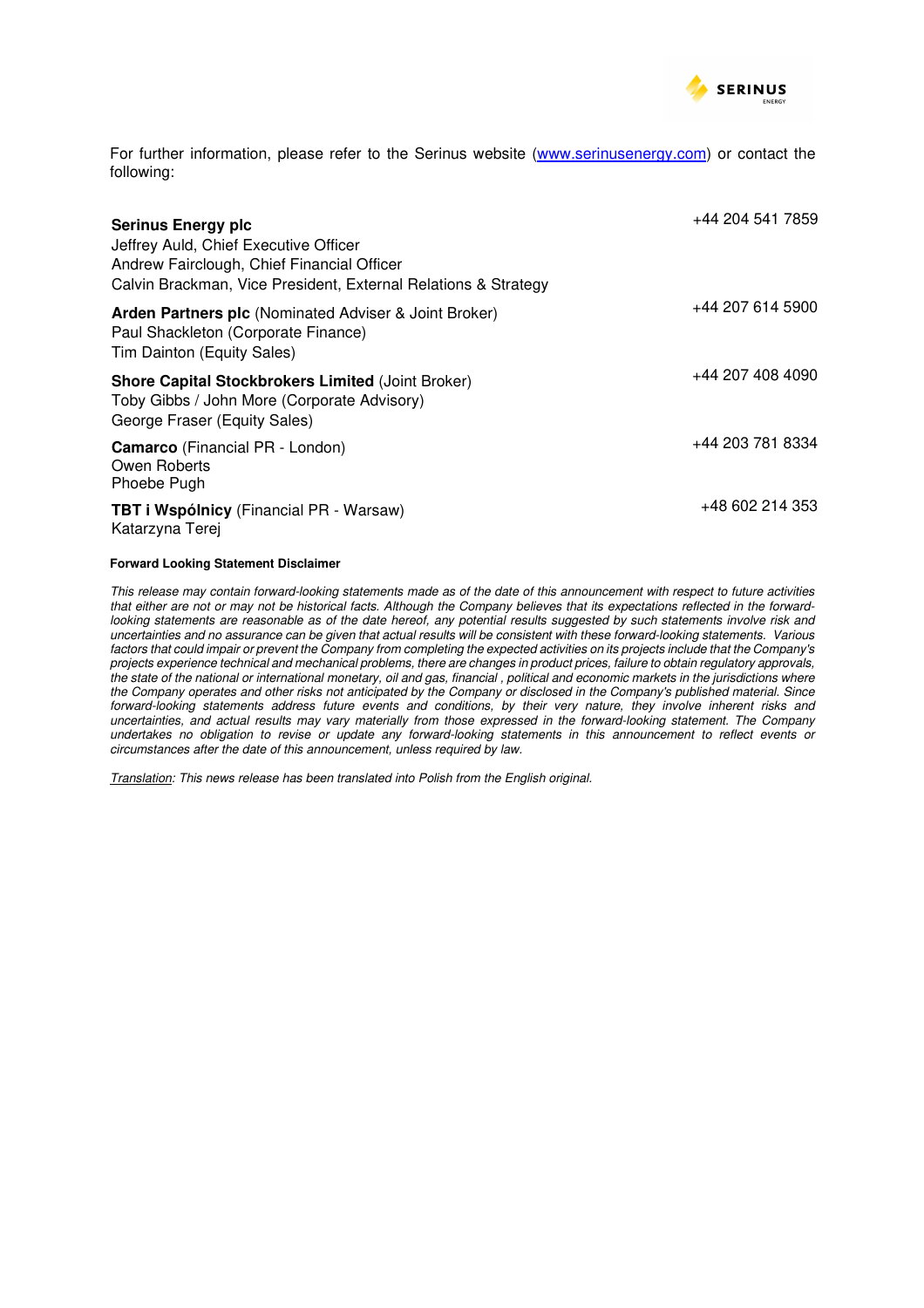For further information, please refer to the Serinus website (www.serinusenergy.com) or contact the following:

| | |
|---|---|
| **Serinus Energy plc**<br>Jeffrey Auld, Chief Executive Officer<br>Andrew Fairclough, Chief Financial Officer<br>Calvin Brackman, Vice President, External Relations & Strategy | +44 204 541 7859 |
| **Arden Partners plc** (Nominated Adviser & Joint Broker)<br>Paul Shackleton (Corporate Finance)<br>Tim Dainton (Equity Sales) | +44 207 614 5900 |
| **Shore Capital Stockbrokers Limited** (Joint Broker)<br>Toby Gibbs / John More (Corporate Advisory)<br>George Fraser (Equity Sales) | +44 207 408 4090 |
| **Camarco** (Financial PR - London)<br>Owen Roberts<br>Phoebe Pugh | +44 203 781 8334 |
| **TBT i Wspólnicy** (Financial PR - Warsaw)<br>Katarzyna Terej | +48 602 214 353 |

**Forward Looking Statement Disclaimer**

*This release may contain forward-looking statements made as of the date of this announcement with respect to future activities that either are not or may not be historical facts. Although the Company believes that its expectations reflected in the forward-looking statements are reasonable as of the date hereof, any potential results suggested by such statements involve risk and uncertainties and no assurance can be given that actual results will be consistent with these forward-looking statements. Various factors that could impair or prevent the Company from completing the expected activities on its projects include that the Company's projects experience technical and mechanical problems, there are changes in product prices, failure to obtain regulatory approvals, the state of the national or international monetary, oil and gas, financial , political and economic markets in the jurisdictions where the Company operates and other risks not anticipated by the Company or disclosed in the Company's published material. Since forward-looking statements address future events and conditions, by their very nature, they involve inherent risks and uncertainties, and actual results may vary materially from those expressed in the forward-looking statement. The Company undertakes no obligation to revise or update any forward-looking statements in this announcement to reflect events or circumstances after the date of this announcement, unless required by law.*

*Translation: This news release has been translated into Polish from the English original.*